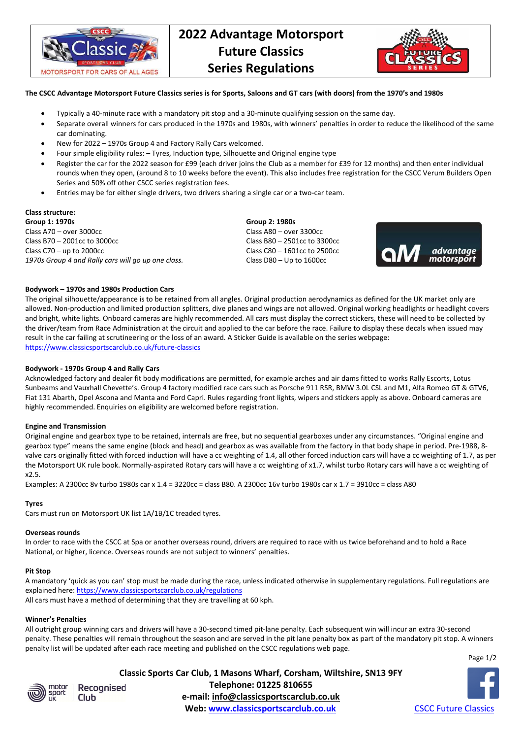# 2022 Advantage Motorsport Future Classics Series Regulations

**The CSCC Advantage Motorsport Future Classics series is for Sports, Saloons and GT cars (with doors) from the 1970's and 1980s**

- Typically a 40-minute race with a mandatory pit stop and a 30-minute qualifying session on the same day.
- Separate overall winners for cars produced in the 1970s and 1980s, with winners' penalties in order to reduce the likelihood of the same car dominating.
- New for 2022 – 1970s Group 4 and Factory Rally Cars welcomed.
- Four simple eligibility rules: – Tyres, Induction type, Silhouette and Original engine type
- Register the car for the 2022 season for £99 (each driver joins the Club as a member for £39 for 12 months) and then enter individual rounds when they open, (around 8 to 10 weeks before the event). This also includes free registration for the CSCC Verum Builders Open Series and 50% off other CSCC series registration fees.
- Entries may be for either single drivers, two drivers sharing a single car or a two-car team.

**Class structure:**

**Group 1: 1970s**
Class A70 – over 3000cc
Class B70 – 2001cc to 3000cc
Class C70 – up to 2000cc
*1970s Group 4 and Rally cars will go up one class.*

**Group 2: 1980s**
Class A80 – over 3300cc
Class B80 – 2501cc to 3300cc
Class C80 – 1601cc to 2500cc
Class D80 – Up to 1600cc

**Bodywork – 1970s and 1980s Production Cars**

The original silhouette/appearance is to be retained from all angles. Original production aerodynamics as defined for the UK market only are allowed. Non-production and limited production splitters, dive planes and wings are not allowed. Original working headlights or headlight covers and bright, white lights. Onboard cameras are highly recommended. All cars must display the correct stickers, these will need to be collected by the driver/team from Race Administration at the circuit and applied to the car before the race. Failure to display these decals when issued may result in the car failing at scrutineering or the loss of an award. A Sticker Guide is available on the series webpage: https://www.classicsportscarclub.co.uk/future-classics

**Bodywork - 1970s Group 4 and Rally Cars**

Acknowledged factory and dealer fit body modifications are permitted, for example arches and air dams fitted to works Rally Escorts, Lotus Sunbeams and Vauxhall Chevette's. Group 4 factory modified race cars such as Porsche 911 RSR, BMW 3.0L CSL and M1, Alfa Romeo GT & GTV6, Fiat 131 Abarth, Opel Ascona and Manta and Ford Capri. Rules regarding front lights, wipers and stickers apply as above. Onboard cameras are highly recommended. Enquiries on eligibility are welcomed before registration.

**Engine and Transmission**

Original engine and gearbox type to be retained, internals are free, but no sequential gearboxes under any circumstances. "Original engine and gearbox type" means the same engine (block and head) and gearbox as was available from the factory in that body shape in period. Pre-1988, 8-valve cars originally fitted with forced induction will have a cc weighting of 1.4, all other forced induction cars will have a cc weighting of 1.7, as per the Motorsport UK rule book. Normally-aspirated Rotary cars will have a cc weighting of x1.7, whilst turbo Rotary cars will have a cc weighting of x2.5.

Examples: A 2300cc 8v turbo 1980s car x 1.4 = 3220cc = class B80. A 2300cc 16v turbo 1980s car x 1.7 = 3910cc = class A80

**Tyres**

Cars must run on Motorsport UK list 1A/1B/1C treaded tyres.

**Overseas rounds**

In order to race with the CSCC at Spa or another overseas round, drivers are required to race with us twice beforehand and to hold a Race National, or higher, licence. Overseas rounds are not subject to winners' penalties.

**Pit Stop**

A mandatory 'quick as you can' stop must be made during the race, unless indicated otherwise in supplementary regulations. Full regulations are explained here: https://www.classicsportscarclub.co.uk/regulations

All cars must have a method of determining that they are travelling at 60 kph.

**Winner's Penalties**

All outright group winning cars and drivers will have a 30-second timed pit-lane penalty. Each subsequent win will incur an extra 30-second penalty. These penalties will remain throughout the season and are served in the pit lane penalty box as part of the mandatory pit stop. A winners penalty list will be updated after each race meeting and published on the CSCC regulations web page.

**Classic Sports Car Club, 1 Masons Wharf, Corsham, Wiltshire, SN13 9FY**
**Telephone: 01225 810655**
**e-mail: info@classicsportscarclub.co.uk**
**Web: www.classicsportscarclub.co.uk**

CSCC Future Classics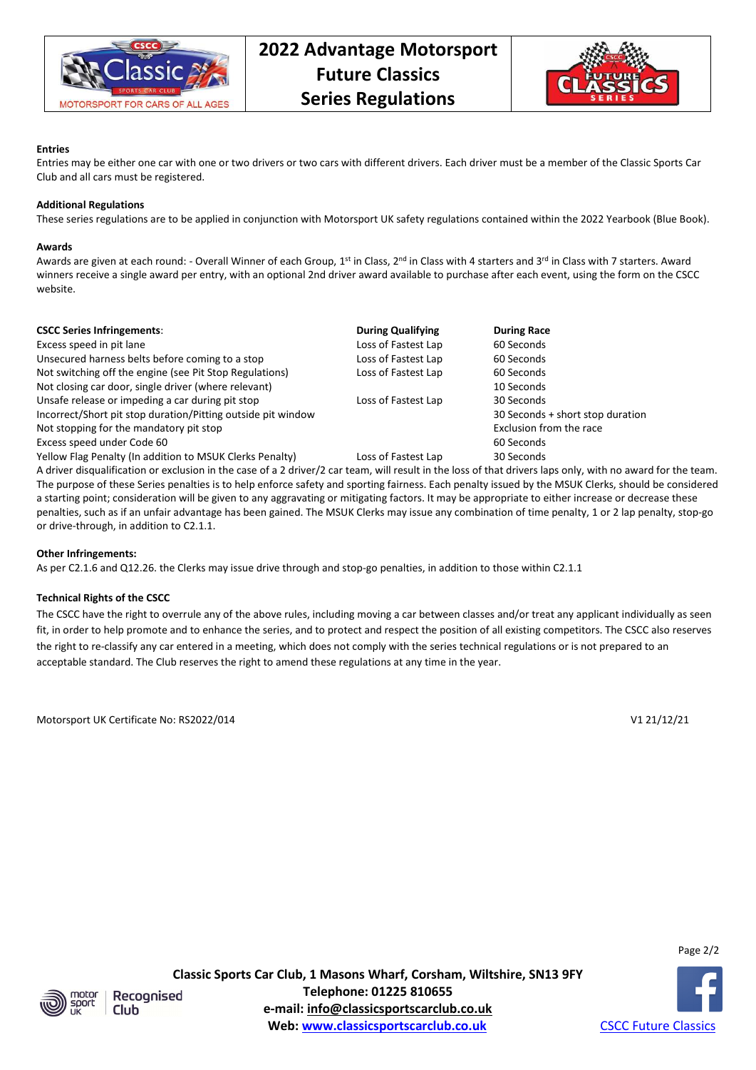# 2022 Advantage Motorsport Future Classics Series Regulations

**Entries**

Entries may be either one car with one or two drivers or two cars with different drivers. Each driver must be a member of the Classic Sports Car Club and all cars must be registered.

**Additional Regulations**

These series regulations are to be applied in conjunction with Motorsport UK safety regulations contained within the 2022 Yearbook (Blue Book).

**Awards**

Awards are given at each round: - Overall Winner of each Group, 1st in Class, 2nd in Class with 4 starters and 3rd in Class with 7 starters. Award winners receive a single award per entry, with an optional 2nd driver award available to purchase after each event, using the form on the CSCC website.

| **CSCC Series Infringements**: | **During Qualifying** | **During Race** |
|---|---|---|
| Excess speed in pit lane | Loss of Fastest Lap | 60 Seconds |
| Unsecured harness belts before coming to a stop | Loss of Fastest Lap | 60 Seconds |
| Not switching off the engine (see Pit Stop Regulations) | Loss of Fastest Lap | 60 Seconds |
| Not closing car door, single driver (where relevant) | | 10 Seconds |
| Unsafe release or impeding a car during pit stop | Loss of Fastest Lap | 30 Seconds |
| Incorrect/Short pit stop duration/Pitting outside pit window | | 30 Seconds + short stop duration |
| Not stopping for the mandatory pit stop | | Exclusion from the race |
| Excess speed under Code 60 | | 60 Seconds |
| Yellow Flag Penalty (In addition to MSUK Clerks Penalty) | Loss of Fastest Lap | 30 Seconds |

A driver disqualification or exclusion in the case of a 2 driver/2 car team, will result in the loss of that drivers laps only, with no award for the team. The purpose of these Series penalties is to help enforce safety and sporting fairness. Each penalty issued by the MSUK Clerks, should be considered a starting point; consideration will be given to any aggravating or mitigating factors. It may be appropriate to either increase or decrease these penalties, such as if an unfair advantage has been gained. The MSUK Clerks may issue any combination of time penalty, 1 or 2 lap penalty, stop-go or drive-through, in addition to C2.1.1.

**Other Infringements:**

As per C2.1.6 and Q12.26. the Clerks may issue drive through and stop-go penalties, in addition to those within C2.1.1

**Technical Rights of the CSCC**

The CSCC have the right to overrule any of the above rules, including moving a car between classes and/or treat any applicant individually as seen fit, in order to help promote and to enhance the series, and to protect and respect the position of all existing competitors. The CSCC also reserves the right to re-classify any car entered in a meeting, which does not comply with the series technical regulations or is not prepared to an acceptable standard. The Club reserves the right to amend these regulations at any time in the year.

Motorsport UK Certificate No: RS2022/014

V1 21/12/21

**Classic Sports Car Club, 1 Masons Wharf, Corsham, Wiltshire, SN13 9FY**
**Telephone: 01225 810655**
**e-mail: info@classicsportscarclub.co.uk**
**Web: www.classicsportscarclub.co.uk**

CSCC Future Classics